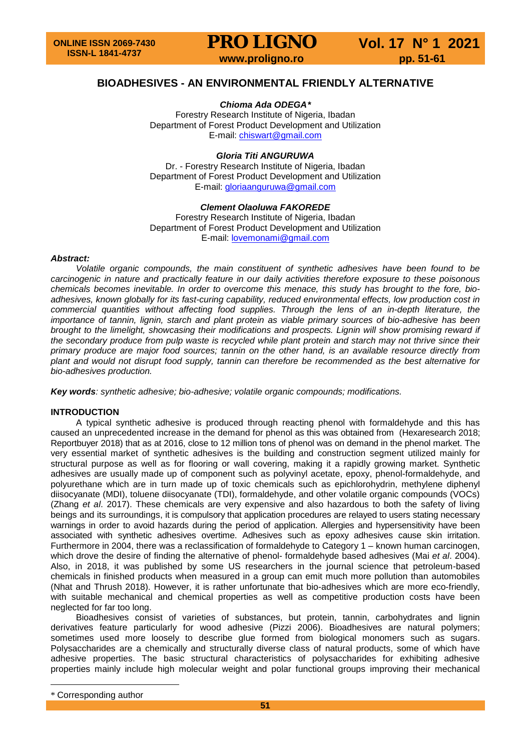# BIOADHESIVES - AN ENVIRONMENTAL FRIENDLY ALTERNATIVE

***Chioma Ada ODEGA****
Forestry Research Institute of Nigeria, Ibadan
Department of Forest Product Development and Utilization
E-mail: chiswart@gmail.com

***Gloria Titi ANGURUWA***
Dr. - Forestry Research Institute of Nigeria, Ibadan
Department of Forest Product Development and Utilization
E-mail: gloriaanguruwa@gmail.com

***Clement Olaoluwa FAKOREDE***
Forestry Research Institute of Nigeria, Ibadan
Department of Forest Product Development and Utilization
E-mail: lovemonami@gmail.com

***Abstract:***

*Volatile organic compounds, the main constituent of synthetic adhesives have been found to be carcinogenic in nature and practically feature in our daily activities therefore exposure to these poisonous chemicals becomes inevitable. In order to overcome this menace, this study has brought to the fore, bio-adhesives, known globally for its fast-curing capability, reduced environmental effects, low production cost in commercial quantities without affecting food supplies. Through the lens of an in-depth literature, the importance of tannin, lignin, starch and plant protein as viable primary sources of bio-adhesive has been brought to the limelight, showcasing their modifications and prospects. Lignin will show promising reward if the secondary produce from pulp waste is recycled while plant protein and starch may not thrive since their primary produce are major food sources; tannin on the other hand, is an available resource directly from plant and would not disrupt food supply, tannin can therefore be recommended as the best alternative for bio-adhesives production.*

***Key words****: synthetic adhesive; bio-adhesive; volatile organic compounds; modifications.*

## INTRODUCTION

A typical synthetic adhesive is produced through reacting phenol with formaldehyde and this has caused an unprecedented increase in the demand for phenol as this was obtained from (Hexaresearch 2018; Reportbuyer 2018) that as at 2016, close to 12 million tons of phenol was on demand in the phenol market. The very essential market of synthetic adhesives is the building and construction segment utilized mainly for structural purpose as well as for flooring or wall covering, making it a rapidly growing market. Synthetic adhesives are usually made up of component such as polyvinyl acetate, epoxy, phenol-formaldehyde, and polyurethane which are in turn made up of toxic chemicals such as epichlorohydrin, methylene diphenyl diisocyanate (MDI), toluene diisocyanate (TDI), formaldehyde, and other volatile organic compounds (VOCs) (Zhang *et al*. 2017). These chemicals are very expensive and also hazardous to both the safety of living beings and its surroundings, it is compulsory that application procedures are relayed to users stating necessary warnings in order to avoid hazards during the period of application. Allergies and hypersensitivity have been associated with synthetic adhesives overtime. Adhesives such as epoxy adhesives cause skin irritation. Furthermore in 2004, there was a reclassification of formaldehyde to Category 1 – known human carcinogen, which drove the desire of finding the alternative of phenol- formaldehyde based adhesives (Mai *et al*. 2004). Also, in 2018, it was published by some US researchers in the journal science that petroleum-based chemicals in finished products when measured in a group can emit much more pollution than automobiles (Nhat and Thrush 2018). However, it is rather unfortunate that bio-adhesives which are more eco-friendly, with suitable mechanical and chemical properties as well as competitive production costs have been neglected for far too long.

Bioadhesives consist of varieties of substances, but protein, tannin, carbohydrates and lignin derivatives feature particularly for wood adhesive (Pizzi 2006). Bioadhesives are natural polymers; sometimes used more loosely to describe glue formed from biological monomers such as sugars. Polysaccharides are a chemically and structurally diverse class of natural products, some of which have adhesive properties. The basic structural characteristics of polysaccharides for exhibiting adhesive properties mainly include high molecular weight and polar functional groups improving their mechanical

* Corresponding author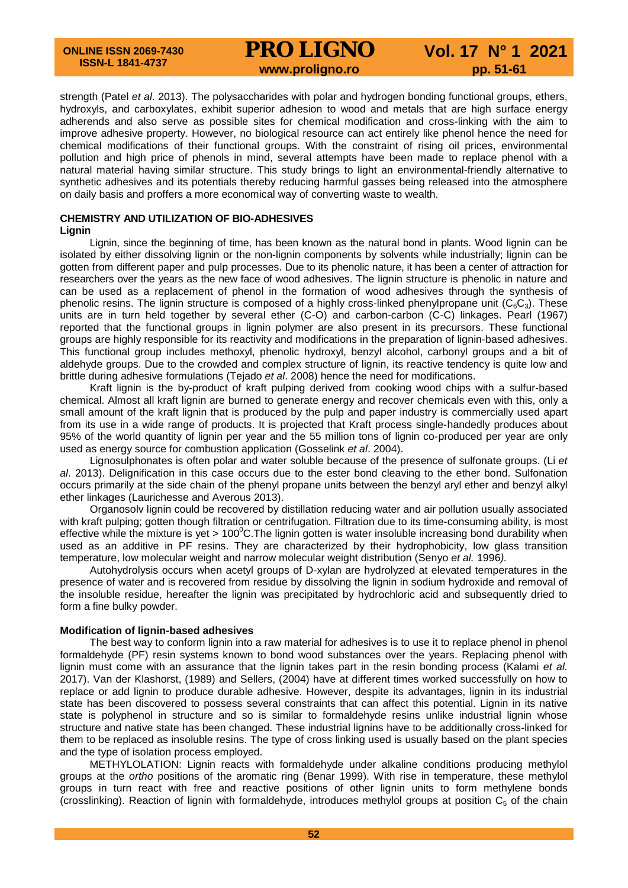strength (Patel *et al*. 2013). The polysaccharides with polar and hydrogen bonding functional groups, ethers, hydroxyls, and carboxylates, exhibit superior adhesion to wood and metals that are high surface energy adherends and also serve as possible sites for chemical modification and cross-linking with the aim to improve adhesive property. However, no biological resource can act entirely like phenol hence the need for chemical modifications of their functional groups. With the constraint of rising oil prices, environmental pollution and high price of phenols in mind, several attempts have been made to replace phenol with a natural material having similar structure. This study brings to light an environmental-friendly alternative to synthetic adhesives and its potentials thereby reducing harmful gasses being released into the atmosphere on daily basis and proffers a more economical way of converting waste to wealth.

## CHEMISTRY AND UTILIZATION OF BIO-ADHESIVES

### Lignin

Lignin, since the beginning of time, has been known as the natural bond in plants. Wood lignin can be isolated by either dissolving lignin or the non-lignin components by solvents while industrially; lignin can be gotten from different paper and pulp processes. Due to its phenolic nature, it has been a center of attraction for researchers over the years as the new face of wood adhesives. The lignin structure is phenolic in nature and can be used as a replacement of phenol in the formation of wood adhesives through the synthesis of phenolic resins. The lignin structure is composed of a highly cross-linked phenylpropane unit ($C_6C_3$). These units are in turn held together by several ether (C-O) and carbon-carbon (C-C) linkages. Pearl (1967) reported that the functional groups in lignin polymer are also present in its precursors. These functional groups are highly responsible for its reactivity and modifications in the preparation of lignin-based adhesives. This functional group includes methoxyl, phenolic hydroxyl, benzyl alcohol, carbonyl groups and a bit of aldehyde groups. Due to the crowded and complex structure of lignin, its reactive tendency is quite low and brittle during adhesive formulations (Tejado *et al*. 2008) hence the need for modifications.

Kraft lignin is the by-product of kraft pulping derived from cooking wood chips with a sulfur-based chemical. Almost all kraft lignin are burned to generate energy and recover chemicals even with this, only a small amount of the kraft lignin that is produced by the pulp and paper industry is commercially used apart from its use in a wide range of products. It is projected that Kraft process single-handedly produces about 95% of the world quantity of lignin per year and the 55 million tons of lignin co-produced per year are only used as energy source for combustion application (Gosselink *et al*. 2004).

Lignosulphonates is often polar and water soluble because of the presence of sulfonate groups. (Li *et al*. 2013). Delignification in this case occurs due to the ester bond cleaving to the ether bond. Sulfonation occurs primarily at the side chain of the phenyl propane units between the benzyl aryl ether and benzyl alkyl ether linkages (Laurichesse and Averous 2013).

Organosolv lignin could be recovered by distillation reducing water and air pollution usually associated with kraft pulping; gotten though filtration or centrifugation. Filtration due to its time-consuming ability, is most effective while the mixture is yet > $100^0$C.The lignin gotten is water insoluble increasing bond durability when used as an additive in PF resins. They are characterized by their hydrophobicity, low glass transition temperature, low molecular weight and narrow molecular weight distribution (Senyo *et al.* 1996*).*

Autohydrolysis occurs when acetyl groups of D-xylan are hydrolyzed at elevated temperatures in the presence of water and is recovered from residue by dissolving the lignin in sodium hydroxide and removal of the insoluble residue, hereafter the lignin was precipitated by hydrochloric acid and subsequently dried to form a fine bulky powder.

### Modification of lignin-based adhesives

The best way to conform lignin into a raw material for adhesives is to use it to replace phenol in phenol formaldehyde (PF) resin systems known to bond wood substances over the years. Replacing phenol with lignin must come with an assurance that the lignin takes part in the resin bonding process (Kalami *et al.* 2017). Van der Klashorst, (1989) and Sellers, (2004) have at different times worked successfully on how to replace or add lignin to produce durable adhesive. However, despite its advantages, lignin in its industrial state has been discovered to possess several constraints that can affect this potential. Lignin in its native state is polyphenol in structure and so is similar to formaldehyde resins unlike industrial lignin whose structure and native state has been changed. These industrial lignins have to be additionally cross-linked for them to be replaced as insoluble resins. The type of cross linking used is usually based on the plant species and the type of isolation process employed.

METHYLOLATION: Lignin reacts with formaldehyde under alkaline conditions producing methylol groups at the *ortho* positions of the aromatic ring (Benar 1999). With rise in temperature, these methylol groups in turn react with free and reactive positions of other lignin units to form methylene bonds (crosslinking). Reaction of lignin with formaldehyde, introduces methylol groups at position $C_5$ of the chain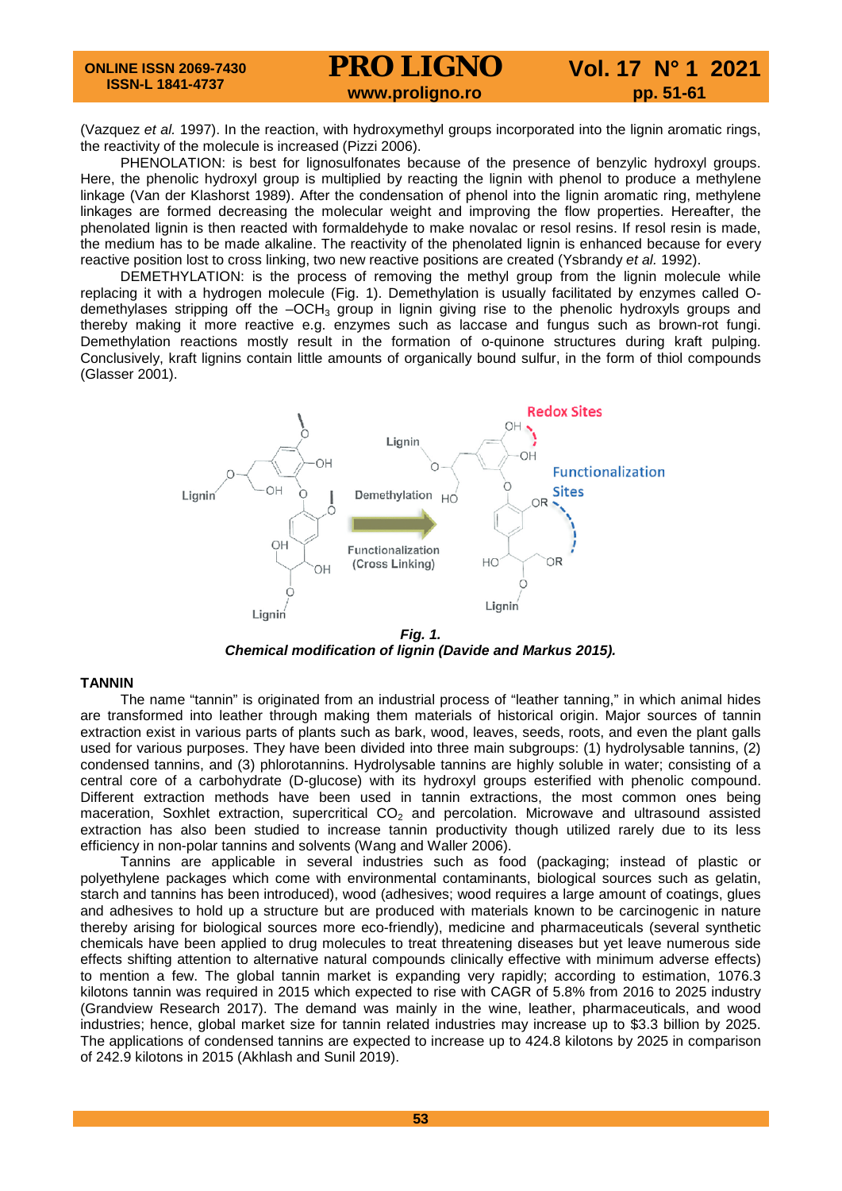(Vazquez *et al.* 1997). In the reaction, with hydroxymethyl groups incorporated into the lignin aromatic rings, the reactivity of the molecule is increased (Pizzi 2006).

PHENOLATION: is best for lignosulfonates because of the presence of benzylic hydroxyl groups. Here, the phenolic hydroxyl group is multiplied by reacting the lignin with phenol to produce a methylene linkage (Van der Klashorst 1989). After the condensation of phenol into the lignin aromatic ring, methylene linkages are formed decreasing the molecular weight and improving the flow properties. Hereafter, the phenolated lignin is then reacted with formaldehyde to make novalac or resol resins. If resol resin is made, the medium has to be made alkaline. The reactivity of the phenolated lignin is enhanced because for every reactive position lost to cross linking, two new reactive positions are created (Ysbrandy *et al.* 1992).

DEMETHYLATION: is the process of removing the methyl group from the lignin molecule while replacing it with a hydrogen molecule (Fig. 1). Demethylation is usually facilitated by enzymes called O-demethylases stripping off the $-OCH_3$ group in lignin giving rise to the phenolic hydroxyls groups and thereby making it more reactive e.g. enzymes such as laccase and fungus such as brown-rot fungi. Demethylation reactions mostly result in the formation of o-quinone structures during kraft pulping. Conclusively, kraft lignins contain little amounts of organically bound sulfur, in the form of thiol compounds (Glasser 2001).

***Fig. 1.***
***Chemical modification of lignin (Davide and Markus 2015).***

**TANNIN**

The name "tannin" is originated from an industrial process of "leather tanning," in which animal hides are transformed into leather through making them materials of historical origin. Major sources of tannin extraction exist in various parts of plants such as bark, wood, leaves, seeds, roots, and even the plant galls used for various purposes. They have been divided into three main subgroups: (1) hydrolysable tannins, (2) condensed tannins, and (3) phlorotannins. Hydrolysable tannins are highly soluble in water; consisting of a central core of a carbohydrate (D-glucose) with its hydroxyl groups esterified with phenolic compound. Different extraction methods have been used in tannin extractions, the most common ones being maceration, Soxhlet extraction, supercritical $CO_2$ and percolation. Microwave and ultrasound assisted extraction has also been studied to increase tannin productivity though utilized rarely due to its less efficiency in non-polar tannins and solvents (Wang and Waller 2006).

Tannins are applicable in several industries such as food (packaging; instead of plastic or polyethylene packages which come with environmental contaminants, biological sources such as gelatin, starch and tannins has been introduced), wood (adhesives; wood requires a large amount of coatings, glues and adhesives to hold up a structure but are produced with materials known to be carcinogenic in nature thereby arising for biological sources more eco-friendly), medicine and pharmaceuticals (several synthetic chemicals have been applied to drug molecules to treat threatening diseases but yet leave numerous side effects shifting attention to alternative natural compounds clinically effective with minimum adverse effects) to mention a few. The global tannin market is expanding very rapidly; according to estimation, 1076.3 kilotons tannin was required in 2015 which expected to rise with CAGR of 5.8% from 2016 to 2025 industry (Grandview Research 2017). The demand was mainly in the wine, leather, pharmaceuticals, and wood industries; hence, global market size for tannin related industries may increase up to \$3.3 billion by 2025. The applications of condensed tannins are expected to increase up to 424.8 kilotons by 2025 in comparison of 242.9 kilotons in 2015 (Akhlash and Sunil 2019).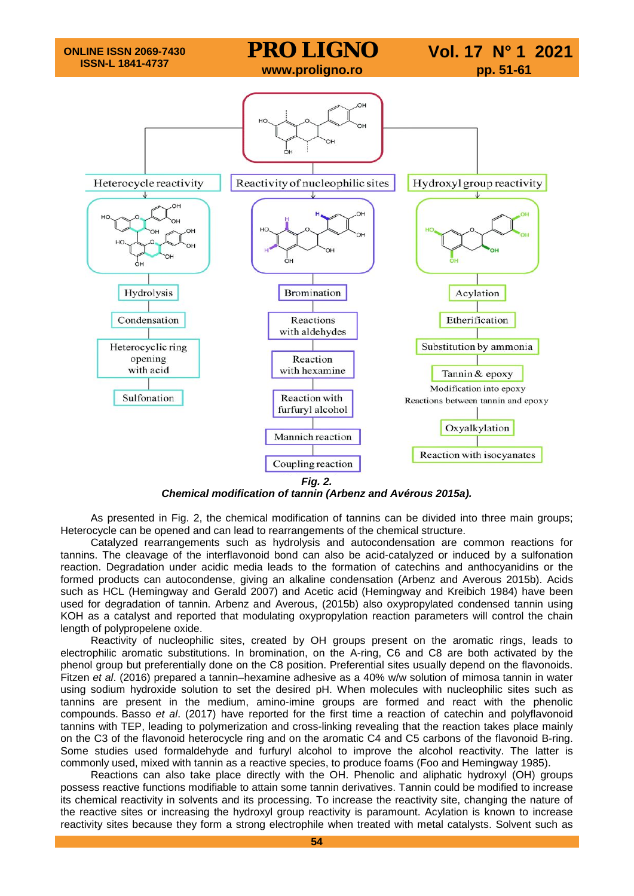Heterocycle reactivity

Reactivity of nucleophilic sites

Hydroxyl group reactivity

Hydrolysis

Condensation

Heterocyclic ring opening with acid

Sulfonation

Bromination

Reactions with aldehydes

Reaction with hexamine

Reaction with furfuryl alcohol

Mannich reaction

Coupling reaction

Acylation

Etherification

Substitution by ammonia

Tannin & epoxy

Modification into epoxy

Reactions between tannin and epoxy

Oxyalkylation

Reaction with isocyanates

***Fig. 2.***

***Chemical modification of tannin (Arbenz and Avérous 2015a).***

As presented in Fig. 2, the chemical modification of tannins can be divided into three main groups; Heterocycle can be opened and can lead to rearrangements of the chemical structure.

Catalyzed rearrangements such as hydrolysis and autocondensation are common reactions for tannins. The cleavage of the interflavonoid bond can also be acid-catalyzed or induced by a sulfonation reaction. Degradation under acidic media leads to the formation of catechins and anthocyanidins or the formed products can autocondense, giving an alkaline condensation (Arbenz and Averous 2015b). Acids such as HCL (Hemingway and Gerald 2007) and Acetic acid (Hemingway and Kreibich 1984) have been used for degradation of tannin. Arbenz and Averous, (2015b) also oxypropylated condensed tannin using KOH as a catalyst and reported that modulating oxypropylation reaction parameters will control the chain length of polypropelene oxide.

Reactivity of nucleophilic sites, created by OH groups present on the aromatic rings, leads to electrophilic aromatic substitutions. In bromination, on the A-ring, C6 and C8 are both activated by the phenol group but preferentially done on the C8 position. Preferential sites usually depend on the flavonoids. Fitzen *et al*. (2016) prepared a tannin–hexamine adhesive as a 40% w/w solution of mimosa tannin in water using sodium hydroxide solution to set the desired pH. When molecules with nucleophilic sites such as tannins are present in the medium, amino-imine groups are formed and react with the phenolic compounds. Basso *et al*. (2017) have reported for the first time a reaction of catechin and polyflavonoid tannins with TEP, leading to polymerization and cross-linking revealing that the reaction takes place mainly on the C3 of the flavonoid heterocycle ring and on the aromatic C4 and C5 carbons of the flavonoid B-ring. Some studies used formaldehyde and furfuryl alcohol to improve the alcohol reactivity. The latter is commonly used, mixed with tannin as a reactive species, to produce foams (Foo and Hemingway 1985).

Reactions can also take place directly with the OH. Phenolic and aliphatic hydroxyl (OH) groups possess reactive functions modifiable to attain some tannin derivatives. Tannin could be modified to increase its chemical reactivity in solvents and its processing. To increase the reactivity site, changing the nature of the reactive sites or increasing the hydroxyl group reactivity is paramount. Acylation is known to increase reactivity sites because they form a strong electrophile when treated with metal catalysts. Solvent such as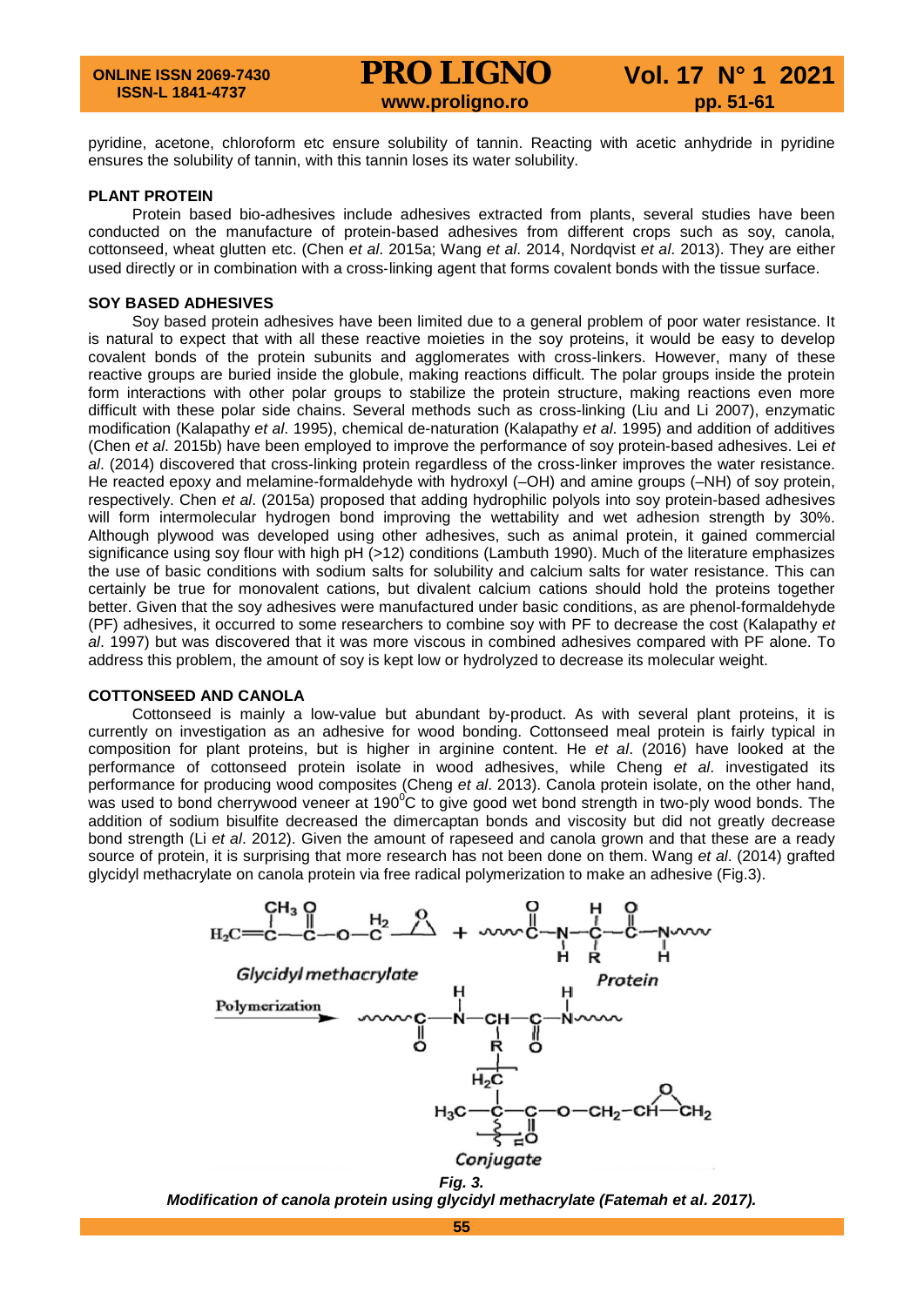pyridine, acetone, chloroform etc ensure solubility of tannin. Reacting with acetic anhydride in pyridine ensures the solubility of tannin, with this tannin loses its water solubility.

## PLANT PROTEIN

Protein based bio-adhesives include adhesives extracted from plants, several studies have been conducted on the manufacture of protein-based adhesives from different crops such as soy, canola, cottonseed, wheat glutten etc. (Chen *et al*. 2015a; Wang *et al*. 2014, Nordqvist *et al*. 2013). They are either used directly or in combination with a cross-linking agent that forms covalent bonds with the tissue surface.

## SOY BASED ADHESIVES

Soy based protein adhesives have been limited due to a general problem of poor water resistance. It is natural to expect that with all these reactive moieties in the soy proteins, it would be easy to develop covalent bonds of the protein subunits and agglomerates with cross-linkers. However, many of these reactive groups are buried inside the globule, making reactions difficult. The polar groups inside the protein form interactions with other polar groups to stabilize the protein structure, making reactions even more difficult with these polar side chains. Several methods such as cross-linking (Liu and Li 2007), enzymatic modification (Kalapathy *et al*. 1995), chemical de-naturation (Kalapathy *et al*. 1995) and addition of additives (Chen *et al*. 2015b) have been employed to improve the performance of soy protein-based adhesives. Lei *et al*. (2014) discovered that cross-linking protein regardless of the cross-linker improves the water resistance. He reacted epoxy and melamine-formaldehyde with hydroxyl (–OH) and amine groups (–NH) of soy protein, respectively. Chen *et al*. (2015a) proposed that adding hydrophilic polyols into soy protein-based adhesives will form intermolecular hydrogen bond improving the wettability and wet adhesion strength by 30%. Although plywood was developed using other adhesives, such as animal protein, it gained commercial significance using soy flour with high pH (>12) conditions (Lambuth 1990). Much of the literature emphasizes the use of basic conditions with sodium salts for solubility and calcium salts for water resistance. This can certainly be true for monovalent cations, but divalent calcium cations should hold the proteins together better. Given that the soy adhesives were manufactured under basic conditions, as are phenol-formaldehyde (PF) adhesives, it occurred to some researchers to combine soy with PF to decrease the cost (Kalapathy *et al*. 1997) but was discovered that it was more viscous in combined adhesives compared with PF alone. To address this problem, the amount of soy is kept low or hydrolyzed to decrease its molecular weight.

## COTTONSEED AND CANOLA

Cottonseed is mainly a low-value but abundant by-product. As with several plant proteins, it is currently on investigation as an adhesive for wood bonding. Cottonseed meal protein is fairly typical in composition for plant proteins, but is higher in arginine content. He *et al*. (2016) have looked at the performance of cottonseed protein isolate in wood adhesives, while Cheng *et al*. investigated its performance for producing wood composites (Cheng *et al*. 2013). Canola protein isolate, on the other hand, was used to bond cherrywood veneer at $190^0$C to give good wet bond strength in two-ply wood bonds. The addition of sodium bisulfite decreased the dimercaptan bonds and viscosity but did not greatly decrease bond strength (Li *et al*. 2012). Given the amount of rapeseed and canola grown and that these are a ready source of protein, it is surprising that more research has not been done on them. Wang *et al*. (2014) grafted glycidyl methacrylate on canola protein via free radical polymerization to make an adhesive (Fig.3).

***Fig. 3.***
***Modification of canola protein using glycidyl methacrylate (Fatemah et al. 2017).***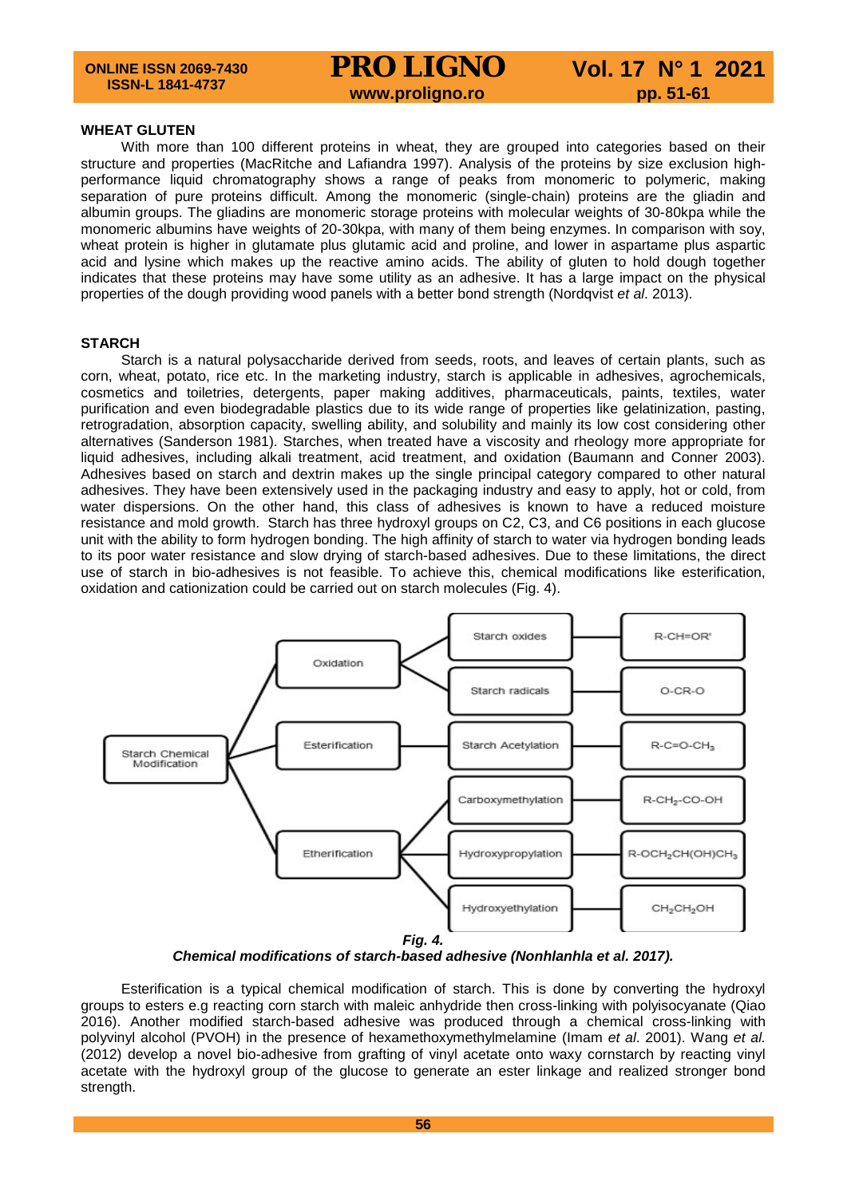## WHEAT GLUTEN

With more than 100 different proteins in wheat, they are grouped into categories based on their structure and properties (MacRitche and Lafiandra 1997). Analysis of the proteins by size exclusion high-performance liquid chromatography shows a range of peaks from monomeric to polymeric, making separation of pure proteins difficult. Among the monomeric (single-chain) proteins are the gliadin and albumin groups. The gliadins are monomeric storage proteins with molecular weights of 30-80kpa while the monomeric albumins have weights of 20-30kpa, with many of them being enzymes. In comparison with soy, wheat protein is higher in glutamate plus glutamic acid and proline, and lower in aspartame plus aspartic acid and lysine which makes up the reactive amino acids. The ability of gluten to hold dough together indicates that these proteins may have some utility as an adhesive. It has a large impact on the physical properties of the dough providing wood panels with a better bond strength (Nordqvist *et al.* 2013).

## STARCH

Starch is a natural polysaccharide derived from seeds, roots, and leaves of certain plants, such as corn, wheat, potato, rice etc. In the marketing industry, starch is applicable in adhesives, agrochemicals, cosmetics and toiletries, detergents, paper making additives, pharmaceuticals, paints, textiles, water purification and even biodegradable plastics due to its wide range of properties like gelatinization, pasting, retrogradation, absorption capacity, swelling ability, and solubility and mainly its low cost considering other alternatives (Sanderson 1981). Starches, when treated have a viscosity and rheology more appropriate for liquid adhesives, including alkali treatment, acid treatment, and oxidation (Baumann and Conner 2003). Adhesives based on starch and dextrin makes up the single principal category compared to other natural adhesives. They have been extensively used in the packaging industry and easy to apply, hot or cold, from water dispersions. On the other hand, this class of adhesives is known to have a reduced moisture resistance and mold growth. Starch has three hydroxyl groups on C2, C3, and C6 positions in each glucose unit with the ability to form hydrogen bonding. The high affinity of starch to water via hydrogen bonding leads to its poor water resistance and slow drying of starch-based adhesives. Due to these limitations, the direct use of starch in bio-adhesives is not feasible. To achieve this, chemical modifications like esterification, oxidation and cationization could be carried out on starch molecules (Fig. 4).

| Starch Chemical Modification | | | |
|---|---|---|---|
| Oxidation | Starch oxides | R-CH=OR' |
| | Starch radicals | O-CR-O |
| Esterification | Starch Acetylation | R-C=O-$CH_3$ |
| Etherification | Carboxymethylation | R-$CH_2$-CO-OH |
| | Hydroxypropylation | R-$OCH_2CH(OH)CH_3$ |
| | Hydroxyethylation | $CH_2CH_2OH$ |

***Fig. 4.***
***Chemical modifications of starch-based adhesive (Nonhlanhla et al. 2017).***

Esterification is a typical chemical modification of starch. This is done by converting the hydroxyl groups to esters e.g reacting corn starch with maleic anhydride then cross-linking with polyisocyanate (Qiao 2016). Another modified starch-based adhesive was produced through a chemical cross-linking with polyvinyl alcohol (PVOH) in the presence of hexamethoxymethylmelamine (Imam *et al*. 2001). Wang *et al.* (2012) develop a novel bio-adhesive from grafting of vinyl acetate onto waxy cornstarch by reacting vinyl acetate with the hydroxyl group of the glucose to generate an ester linkage and realized stronger bond strength.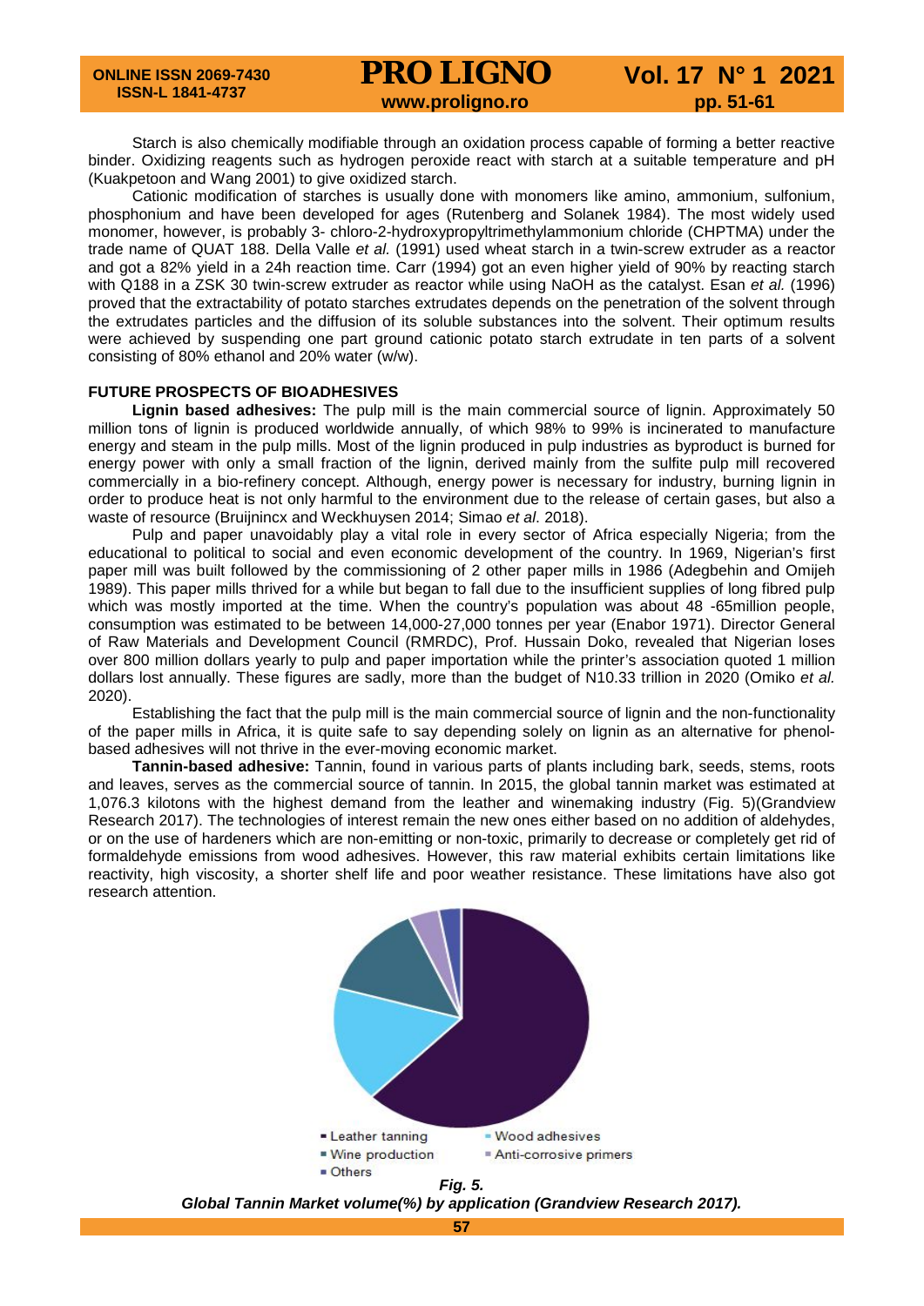Starch is also chemically modifiable through an oxidation process capable of forming a better reactive binder. Oxidizing reagents such as hydrogen peroxide react with starch at a suitable temperature and pH (Kuakpetoon and Wang 2001) to give oxidized starch.

Cationic modification of starches is usually done with monomers like amino, ammonium, sulfonium, phosphonium and have been developed for ages (Rutenberg and Solanek 1984). The most widely used monomer, however, is probably 3- chloro-2-hydroxypropyltrimethylammonium chloride (CHPTMA) under the trade name of QUAT 188. Della Valle *et al.* (1991) used wheat starch in a twin-screw extruder as a reactor and got a 82% yield in a 24h reaction time. Carr (1994) got an even higher yield of 90% by reacting starch with Q188 in a ZSK 30 twin-screw extruder as reactor while using NaOH as the catalyst. Esan *et al.* (1996) proved that the extractability of potato starches extrudates depends on the penetration of the solvent through the extrudates particles and the diffusion of its soluble substances into the solvent. Their optimum results were achieved by suspending one part ground cationic potato starch extrudate in ten parts of a solvent consisting of 80% ethanol and 20% water (w/w).

## FUTURE PROSPECTS OF BIOADHESIVES

**Lignin based adhesives:** The pulp mill is the main commercial source of lignin. Approximately 50 million tons of lignin is produced worldwide annually, of which 98% to 99% is incinerated to manufacture energy and steam in the pulp mills. Most of the lignin produced in pulp industries as byproduct is burned for energy power with only a small fraction of the lignin, derived mainly from the sulfite pulp mill recovered commercially in a bio-refinery concept. Although, energy power is necessary for industry, burning lignin in order to produce heat is not only harmful to the environment due to the release of certain gases, but also a waste of resource (Bruijnincx and Weckhuysen 2014; Simao *et al.* 2018).

Pulp and paper unavoidably play a vital role in every sector of Africa especially Nigeria; from the educational to political to social and even economic development of the country. In 1969, Nigerian's first paper mill was built followed by the commissioning of 2 other paper mills in 1986 (Adegbehin and Omijeh 1989). This paper mills thrived for a while but began to fall due to the insufficient supplies of long fibred pulp which was mostly imported at the time. When the country's population was about 48 -65million people, consumption was estimated to be between 14,000-27,000 tonnes per year (Enabor 1971). Director General of Raw Materials and Development Council (RMRDC), Prof. Hussain Doko, revealed that Nigerian loses over 800 million dollars yearly to pulp and paper importation while the printer's association quoted 1 million dollars lost annually. These figures are sadly, more than the budget of N10.33 trillion in 2020 (Omiko *et al.* 2020).

Establishing the fact that the pulp mill is the main commercial source of lignin and the non-functionality of the paper mills in Africa, it is quite safe to say depending solely on lignin as an alternative for phenol-based adhesives will not thrive in the ever-moving economic market.

**Tannin-based adhesive:** Tannin, found in various parts of plants including bark, seeds, stems, roots and leaves, serves as the commercial source of tannin. In 2015, the global tannin market was estimated at 1,076.3 kilotons with the highest demand from the leather and winemaking industry (Fig. 5)(Grandview Research 2017). The technologies of interest remain the new ones either based on no addition of aldehydes, or on the use of hardeners which are non-emitting or non-toxic, primarily to decrease or completely get rid of formaldehyde emissions from wood adhesives. However, this raw material exhibits certain limitations like reactivity, high viscosity, a shorter shelf life and poor weather resistance. These limitations have also got research attention.

Leather tanning · Wood adhesives · Wine production · Anti-corrosive primers · Others

***Fig. 5.***
***Global Tannin Market volume(%) by application (Grandview Research 2017).***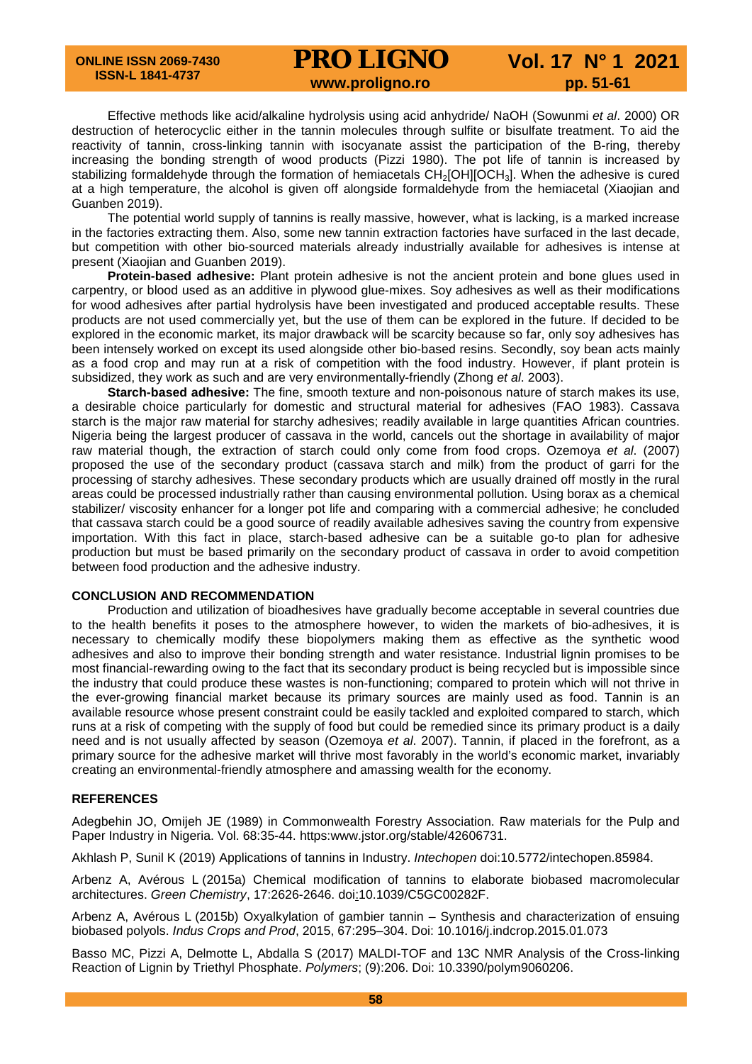Effective methods like acid/alkaline hydrolysis using acid anhydride/ NaOH (Sowunmi *et al*. 2000) OR destruction of heterocyclic either in the tannin molecules through sulfite or bisulfate treatment. To aid the reactivity of tannin, cross-linking tannin with isocyanate assist the participation of the B-ring, thereby increasing the bonding strength of wood products (Pizzi 1980). The pot life of tannin is increased by stabilizing formaldehyde through the formation of hemiacetals $CH_2[OH][OCH_3]$. When the adhesive is cured at a high temperature, the alcohol is given off alongside formaldehyde from the hemiacetal (Xiaojian and Guanben 2019).

The potential world supply of tannins is really massive, however, what is lacking, is a marked increase in the factories extracting them. Also, some new tannin extraction factories have surfaced in the last decade, but competition with other bio-sourced materials already industrially available for adhesives is intense at present (Xiaojian and Guanben 2019).

**Protein-based adhesive:** Plant protein adhesive is not the ancient protein and bone glues used in carpentry, or blood used as an additive in plywood glue-mixes. Soy adhesives as well as their modifications for wood adhesives after partial hydrolysis have been investigated and produced acceptable results. These products are not used commercially yet, but the use of them can be explored in the future. If decided to be explored in the economic market, its major drawback will be scarcity because so far, only soy adhesives has been intensely worked on except its used alongside other bio-based resins. Secondly, soy bean acts mainly as a food crop and may run at a risk of competition with the food industry. However, if plant protein is subsidized, they work as such and are very environmentally-friendly (Zhong *et al*. 2003).

**Starch-based adhesive:** The fine, smooth texture and non-poisonous nature of starch makes its use, a desirable choice particularly for domestic and structural material for adhesives (FAO 1983). Cassava starch is the major raw material for starchy adhesives; readily available in large quantities African countries. Nigeria being the largest producer of cassava in the world, cancels out the shortage in availability of major raw material though, the extraction of starch could only come from food crops. Ozemoya *et al*. (2007) proposed the use of the secondary product (cassava starch and milk) from the product of garri for the processing of starchy adhesives. These secondary products which are usually drained off mostly in the rural areas could be processed industrially rather than causing environmental pollution. Using borax as a chemical stabilizer/ viscosity enhancer for a longer pot life and comparing with a commercial adhesive; he concluded that cassava starch could be a good source of readily available adhesives saving the country from expensive importation. With this fact in place, starch-based adhesive can be a suitable go-to plan for adhesive production but must be based primarily on the secondary product of cassava in order to avoid competition between food production and the adhesive industry.

## CONCLUSION AND RECOMMENDATION

Production and utilization of bioadhesives have gradually become acceptable in several countries due to the health benefits it poses to the atmosphere however, to widen the markets of bio-adhesives, it is necessary to chemically modify these biopolymers making them as effective as the synthetic wood adhesives and also to improve their bonding strength and water resistance. Industrial lignin promises to be most financial-rewarding owing to the fact that its secondary product is being recycled but is impossible since the industry that could produce these wastes is non-functioning; compared to protein which will not thrive in the ever-growing financial market because its primary sources are mainly used as food. Tannin is an available resource whose present constraint could be easily tackled and exploited compared to starch, which runs at a risk of competing with the supply of food but could be remedied since its primary product is a daily need and is not usually affected by season (Ozemoya *et al*. 2007). Tannin, if placed in the forefront, as a primary source for the adhesive market will thrive most favorably in the world's economic market, invariably creating an environmental-friendly atmosphere and amassing wealth for the economy.

## REFERENCES

Adegbehin JO, Omijeh JE (1989) in Commonwealth Forestry Association. Raw materials for the Pulp and Paper Industry in Nigeria. Vol. 68:35-44. https:www.jstor.org/stable/42606731.

Akhlash P, Sunil K (2019) Applications of tannins in Industry. *Intechopen* doi:10.5772/intechopen.85984.

Arbenz A, Avérous L (2015a) Chemical modification of tannins to elaborate biobased macromolecular architectures. *Green Chemistry*, 17:2626-2646. doi:10.1039/C5GC00282F.

Arbenz A, Avérous L (2015b) Oxyalkylation of gambier tannin – Synthesis and characterization of ensuing biobased polyols. *Indus Crops and Prod*, 2015, 67:295–304. Doi: 10.1016/j.indcrop.2015.01.073

Basso MC, Pizzi A, Delmotte L, Abdalla S (2017) MALDI-TOF and 13C NMR Analysis of the Cross-linking Reaction of Lignin by Triethyl Phosphate. *Polymers*; (9):206. Doi: 10.3390/polym9060206.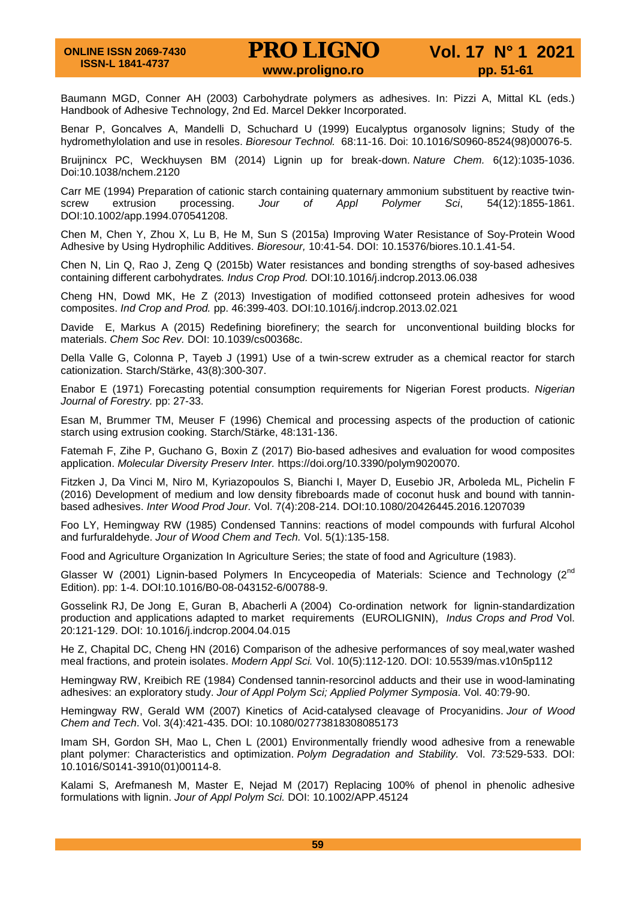Baumann MGD, Conner AH (2003) Carbohydrate polymers as adhesives. In: Pizzi A, Mittal KL (eds.) Handbook of Adhesive Technology, 2nd Ed. Marcel Dekker Incorporated.

Benar P, Goncalves A, Mandelli D, Schuchard U (1999) Eucalyptus organosolv lignins; Study of the hydromethylolation and use in resoles. *Bioresour Technol.* 68:11-16. Doi: 10.1016/S0960-8524(98)00076-5.

Bruijnincx PC, Weckhuysen BM (2014) Lignin up for break-down. *Nature Chem.* 6(12):1035-1036. Doi:10.1038/nchem.2120

Carr ME (1994) Preparation of cationic starch containing quaternary ammonium substituent by reactive twin-screw extrusion processing. *Jour of Appl Polymer Sci*, 54(12):1855-1861. DOI:10.1002/app.1994.070541208.

Chen M, Chen Y, Zhou X, Lu B, He M, Sun S (2015a) Improving Water Resistance of Soy-Protein Wood Adhesive by Using Hydrophilic Additives. *Bioresour,* 10:41-54. DOI: 10.15376/biores.10.1.41-54.

Chen N, Lin Q, Rao J, Zeng Q (2015b) Water resistances and bonding strengths of soy-based adhesives containing different carbohydrates*. Indus Crop Prod.* DOI:10.1016/j.indcrop.2013.06.038

Cheng HN, Dowd MK, He Z (2013) Investigation of modified cottonseed protein adhesives for wood composites. *Ind Crop and Prod.* pp. 46:399-403. DOI:10.1016/j.indcrop.2013.02.021

Davide E, Markus A (2015) Redefining biorefinery; the search for unconventional building blocks for materials. *Chem Soc Rev.* DOI: 10.1039/cs00368c.

Della Valle G, Colonna P, Tayeb J (1991) Use of a twin-screw extruder as a chemical reactor for starch cationization. Starch/Stärke, 43(8):300-307.

Enabor E (1971) Forecasting potential consumption requirements for Nigerian Forest products. *Nigerian Journal of Forestry.* pp: 27-33.

Esan M, Brummer TM, Meuser F (1996) Chemical and processing aspects of the production of cationic starch using extrusion cooking. Starch/Stärke, 48:131-136.

Fatemah F, Zihe P, Guchano G, Boxin Z (2017) Bio-based adhesives and evaluation for wood composites application. *Molecular Diversity Preserv Inter.* https://doi.org/10.3390/polym9020070.

Fitzken J, Da Vinci M, Niro M, Kyriazopoulos S, Bianchi I, Mayer D, Eusebio JR, Arboleda ML, Pichelin F (2016) Development of medium and low density fibreboards made of coconut husk and bound with tannin-based adhesives. *Inter Wood Prod Jour.* Vol. 7(4):208-214. DOI:10.1080/20426445.2016.1207039

Foo LY, Hemingway RW (1985) Condensed Tannins: reactions of model compounds with furfural Alcohol and furfuraldehyde. *Jour of Wood Chem and Tech.* Vol. 5(1):135-158.

Food and Agriculture Organization In Agriculture Series; the state of food and Agriculture (1983).

Glasser W (2001) Lignin-based Polymers In Encyceopedia of Materials: Science and Technology (2nd Edition). pp: 1-4. DOI:10.1016/B0-08-043152-6/00788-9.

Gosselink RJ, De Jong E, Guran B, Abacherli A (2004) Co-ordination network for lignin-standardization production and applications adapted to market requirements (EUROLIGNIN), *Indus Crops and Prod* Vol. 20:121-129. DOI: 10.1016/j.indcrop.2004.04.015

He Z, Chapital DC, Cheng HN (2016) Comparison of the adhesive performances of soy meal,water washed meal fractions, and protein isolates. *Modern Appl Sci.* Vol. 10(5):112-120. DOI: 10.5539/mas.v10n5p112

Hemingway RW, Kreibich RE (1984) Condensed tannin-resorcinol adducts and their use in wood-laminating adhesives: an exploratory study. *Jour of Appl Polym Sci; Applied Polymer Symposia*. Vol. 40:79-90.

Hemingway RW, Gerald WM (2007) Kinetics of Acid-catalysed cleavage of Procyanidins. *Jour of Wood Chem and Tech*. Vol. 3(4):421-435. DOI: 10.1080/02773818308085173

Imam SH, Gordon SH, Mao L, Chen L (2001) Environmentally friendly wood adhesive from a renewable plant polymer: Characteristics and optimization. *Polym Degradation and Stability.* Vol. *73*:529-533. DOI: 10.1016/S0141-3910(01)00114-8.

Kalami S, Arefmanesh M, Master E, Nejad M (2017) Replacing 100% of phenol in phenolic adhesive formulations with lignin. *Jour of Appl Polym Sci.* DOI: 10.1002/APP.45124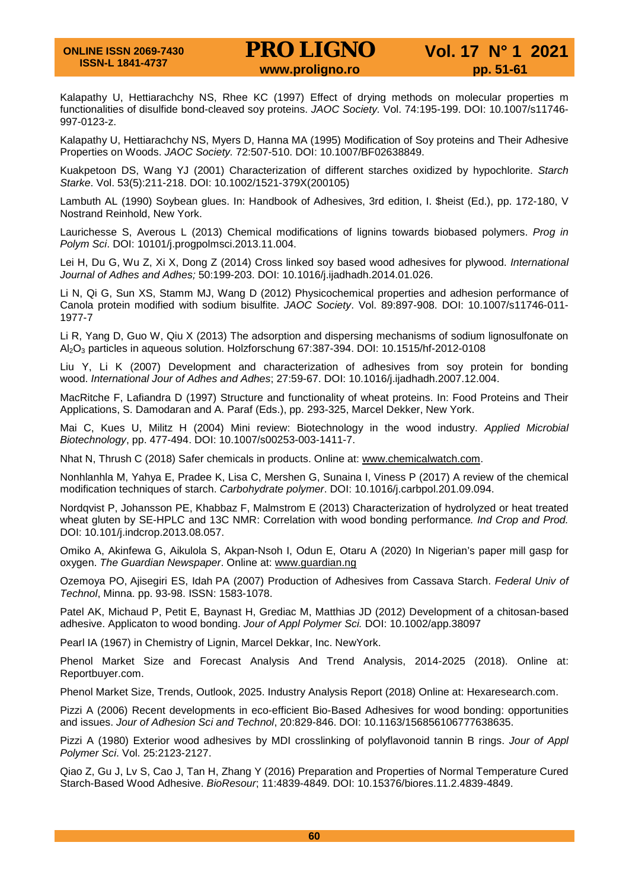Kalapathy U, Hettiarachchy NS, Rhee KC (1997) Effect of drying methods on molecular properties m functionalities of disulfide bond-cleaved soy proteins. *JAOC Society.* Vol. 74:195-199. DOI: 10.1007/s11746-997-0123-z.

Kalapathy U, Hettiarachchy NS, Myers D, Hanna MA (1995) Modification of Soy proteins and Their Adhesive Properties on Woods. *JAOC Society.* 72:507-510. DOI: 10.1007/BF02638849.

Kuakpetoon DS, Wang YJ (2001) Characterization of different starches oxidized by hypochlorite. *Starch Starke*. Vol. 53(5):211-218. DOI: 10.1002/1521-379X(200105)

Lambuth AL (1990) Soybean glues. In: Handbook of Adhesives, 3rd edition, I. $heist (Ed.), pp. 172-180, V Nostrand Reinhold, New York.

Laurichesse S, Averous L (2013) Chemical modifications of lignins towards biobased polymers. *Prog in Polym Sci*. DOI: 10101/j.progpolmsci.2013.11.004.

Lei H, Du G, Wu Z, Xi X, Dong Z (2014) Cross linked soy based wood adhesives for plywood. *International Journal of Adhes and Adhes;* 50:199-203. DOI: 10.1016/j.ijadhadh.2014.01.026.

Li N, Qi G, Sun XS, Stamm MJ, Wang D (2012) Physicochemical properties and adhesion performance of Canola protein modified with sodium bisulfite. *JAOC Society*. Vol. 89:897-908. DOI: 10.1007/s11746-011-1977-7

Li R, Yang D, Guo W, Qiu X (2013) The adsorption and dispersing mechanisms of sodium lignosulfonate on $Al_2O_3$ particles in aqueous solution. Holzforschung 67:387-394. DOI: 10.1515/hf-2012-0108

Liu Y, Li K (2007) Development and characterization of adhesives from soy protein for bonding wood. *International Jour of Adhes and Adhes*; 27:59-67. DOI: 10.1016/j.ijadhadh.2007.12.004.

MacRitche F, Lafiandra D (1997) Structure and functionality of wheat proteins. In: Food Proteins and Their Applications, S. Damodaran and A. Paraf (Eds.), pp. 293-325, Marcel Dekker, New York.

Mai C, Kues U, Militz H (2004) Mini review: Biotechnology in the wood industry. *Applied Microbial Biotechnology*, pp. 477-494. DOI: 10.1007/s00253-003-1411-7.

Nhat N, Thrush C (2018) Safer chemicals in products. Online at: www.chemicalwatch.com.

Nonhlanhla M, Yahya E, Pradee K, Lisa C, Mershen G, Sunaina I, Viness P (2017) A review of the chemical modification techniques of starch. *Carbohydrate polymer*. DOI: 10.1016/j.carbpol.201.09.094.

Nordqvist P, Johansson PE, Khabbaz F, Malmstrom E (2013) Characterization of hydrolyzed or heat treated wheat gluten by SE-HPLC and 13C NMR: Correlation with wood bonding performance*. Ind Crop and Prod.* DOI: 10.101/j.indcrop.2013.08.057.

Omiko A, Akinfewa G, Aikulola S, Akpan-Nsoh I, Odun E, Otaru A (2020) In Nigerian's paper mill gasp for oxygen. *The Guardian Newspaper*. Online at: www.guardian.ng

Ozemoya PO, Ajisegiri ES, Idah PA (2007) Production of Adhesives from Cassava Starch. *Federal Univ of Technol*, Minna. pp. 93-98. ISSN: 1583-1078.

Patel AK, Michaud P, Petit E, Baynast H, Grediac M, Matthias JD (2012) Development of a chitosan-based adhesive. Applicaton to wood bonding. *Jour of Appl Polymer Sci.* DOI: 10.1002/app.38097

Pearl IA (1967) in Chemistry of Lignin, Marcel Dekkar, Inc. NewYork.

Phenol Market Size and Forecast Analysis And Trend Analysis, 2014-2025 (2018). Online at: Reportbuyer.com.

Phenol Market Size, Trends, Outlook, 2025. Industry Analysis Report (2018) Online at: Hexaresearch.com.

Pizzi A (2006) Recent developments in eco-efficient Bio-Based Adhesives for wood bonding: opportunities and issues. *Jour of Adhesion Sci and Technol*, 20:829-846. DOI: 10.1163/156856106777638635.

Pizzi A (1980) Exterior wood adhesives by MDI crosslinking of polyflavonoid tannin B rings. *Jour of Appl Polymer Sci*. Vol. 25:2123-2127.

Qiao Z, Gu J, Lv S, Cao J, Tan H, Zhang Y (2016) Preparation and Properties of Normal Temperature Cured Starch-Based Wood Adhesive. *BioResour*; 11:4839-4849. DOI: 10.15376/biores.11.2.4839-4849.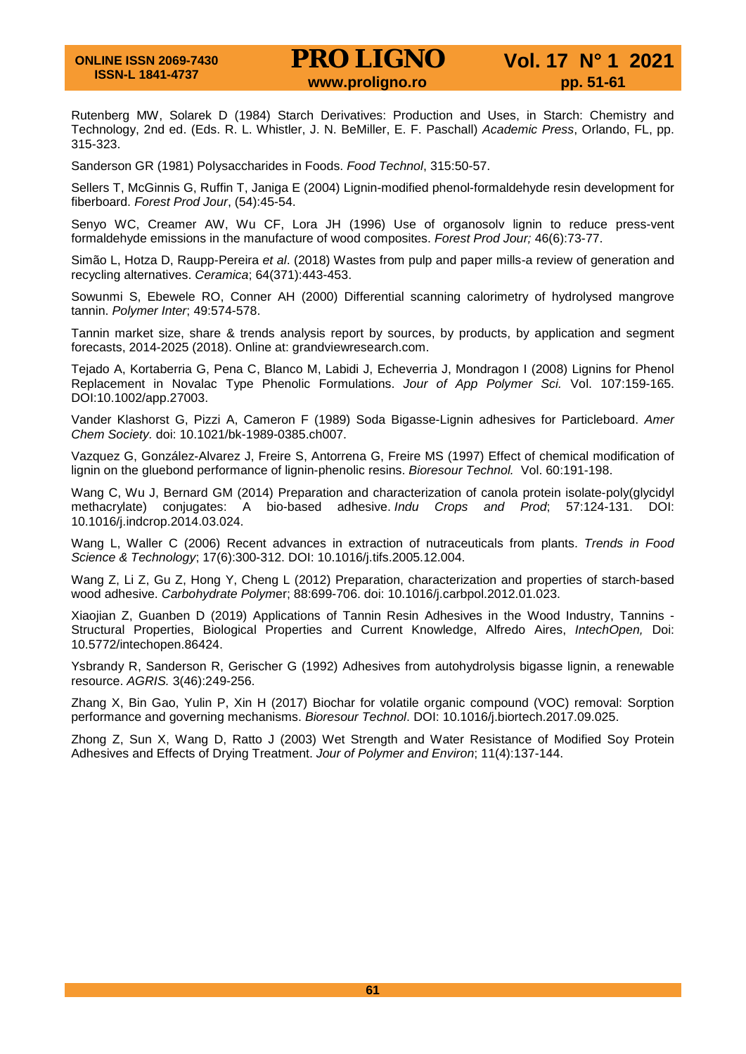Rutenberg MW, Solarek D (1984) Starch Derivatives: Production and Uses, in Starch: Chemistry and Technology, 2nd ed. (Eds. R. L. Whistler, J. N. BeMiller, E. F. Paschall) *Academic Press*, Orlando, FL, pp. 315-323.

Sanderson GR (1981) Polysaccharides in Foods. *Food Technol*, 315:50-57.

Sellers T, McGinnis G, Ruffin T, Janiga E (2004) Lignin-modified phenol-formaldehyde resin development for fiberboard. *Forest Prod Jour*, (54):45-54.

Senyo WC, Creamer AW, Wu CF, Lora JH (1996) Use of organosolv lignin to reduce press-vent formaldehyde emissions in the manufacture of wood composites. *Forest Prod Jour;* 46(6):73-77.

Simão L, Hotza D, Raupp-Pereira *et al*. (2018) Wastes from pulp and paper mills-a review of generation and recycling alternatives. *Ceramica*; 64(371):443-453.

Sowunmi S, Ebewele RO, Conner AH (2000) Differential scanning calorimetry of hydrolysed mangrove tannin. *Polymer Inter*; 49:574-578.

Tannin market size, share & trends analysis report by sources, by products, by application and segment forecasts, 2014-2025 (2018). Online at: grandviewresearch.com.

Tejado A, Kortaberria G, Pena C, Blanco M, Labidi J, Echeverria J, Mondragon I (2008) Lignins for Phenol Replacement in Novalac Type Phenolic Formulations. *Jour of App Polymer Sci.* Vol. 107:159-165. DOI:10.1002/app.27003.

Vander Klashorst G, Pizzi A, Cameron F (1989) Soda Bigasse-Lignin adhesives for Particleboard. *Amer Chem Society.* doi: 10.1021/bk-1989-0385.ch007.

Vazquez G, González-Alvarez J, Freire S, Antorrena G, Freire MS (1997) Effect of chemical modification of lignin on the gluebond performance of lignin-phenolic resins. *Bioresour Technol.* Vol. 60:191-198.

Wang C, Wu J, Bernard GM (2014) Preparation and characterization of canola protein isolate-poly(glycidyl methacrylate) conjugates: A bio-based adhesive. *Indu Crops and Prod*; 57:124-131. DOI: 10.1016/j.indcrop.2014.03.024.

Wang L, Waller C (2006) Recent advances in extraction of nutraceuticals from plants. *Trends in Food Science & Technology*; 17(6):300-312. DOI: 10.1016/j.tifs.2005.12.004.

Wang Z, Li Z, Gu Z, Hong Y, Cheng L (2012) Preparation, characterization and properties of starch-based wood adhesive. *Carbohydrate Polym*er; 88:699-706. doi: 10.1016/j.carbpol.2012.01.023.

Xiaojian Z, Guanben D (2019) Applications of Tannin Resin Adhesives in the Wood Industry, Tannins - Structural Properties, Biological Properties and Current Knowledge, Alfredo Aires, *IntechOpen,* Doi: 10.5772/intechopen.86424.

Ysbrandy R, Sanderson R, Gerischer G (1992) Adhesives from autohydrolysis bigasse lignin, a renewable resource. *AGRIS.* 3(46):249-256.

Zhang X, Bin Gao, Yulin P, Xin H (2017) Biochar for volatile organic compound (VOC) removal: Sorption performance and governing mechanisms. *Bioresour Technol*. DOI: 10.1016/j.biortech.2017.09.025.

Zhong Z, Sun X, Wang D, Ratto J (2003) Wet Strength and Water Resistance of Modified Soy Protein Adhesives and Effects of Drying Treatment. *Jour of Polymer and Environ*; 11(4):137-144.